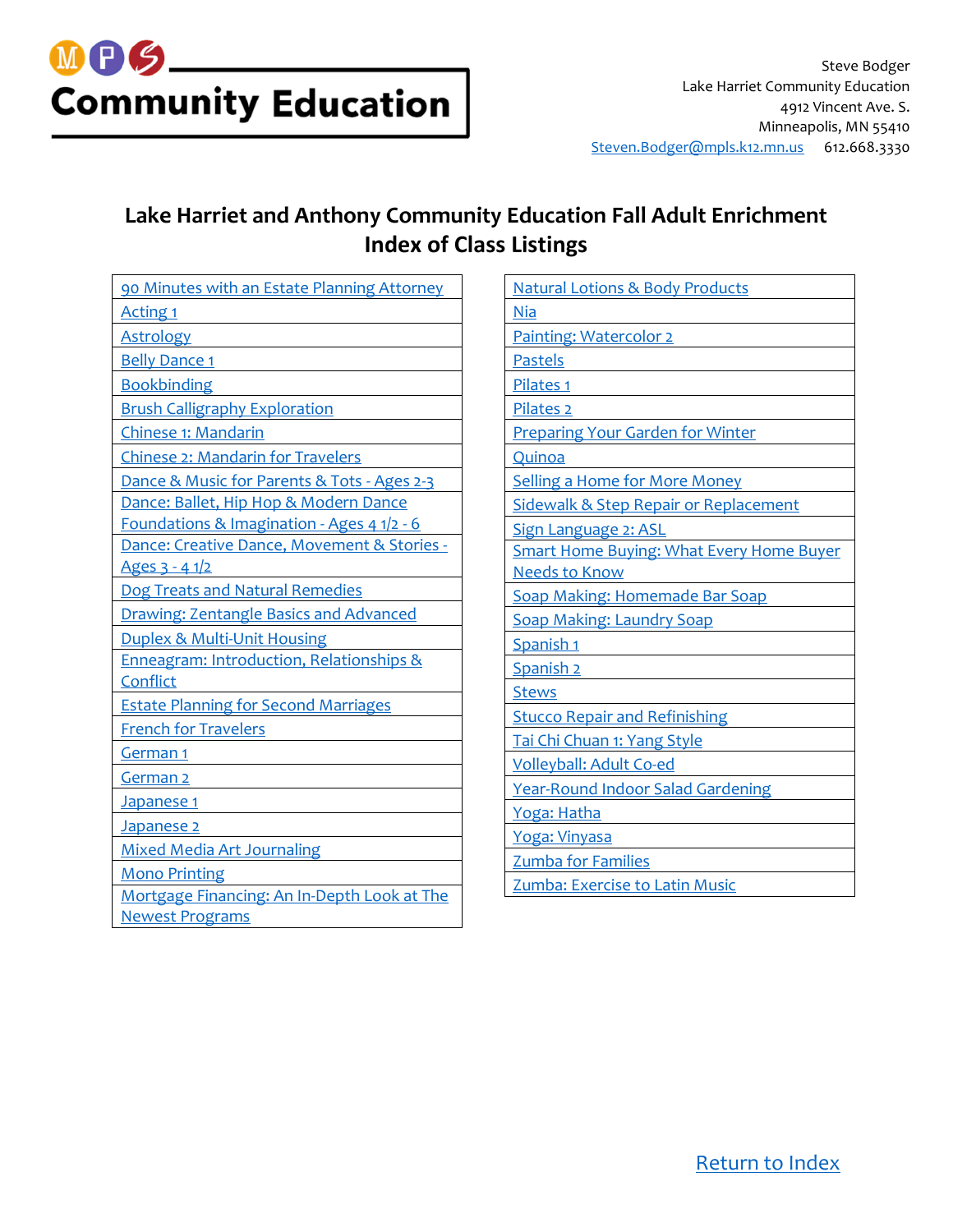MPS Community Education

Steve Bodger
Lake Harriet Community Education
4912 Vincent Ave. S.
Minneapolis, MN 55410
Steven.Bodger@mpls.k12.mn.us 612.668.3330

## Lake Harriet and Anthony Community Education Fall Adult Enrichment Index of Class Listings

- 90 Minutes with an Estate Planning Attorney
- Acting 1
- Astrology
- Belly Dance 1
- Bookbinding
- Brush Calligraphy Exploration
- Chinese 1: Mandarin
- Chinese 2: Mandarin for Travelers
- Dance & Music for Parents & Tots - Ages 2-3
- Dance: Ballet, Hip Hop & Modern Dance Foundations & Imagination - Ages 4 1/2 - 6
- Dance: Creative Dance, Movement & Stories - Ages 3 - 4 1/2
- Dog Treats and Natural Remedies
- Drawing: Zentangle Basics and Advanced
- Duplex & Multi-Unit Housing
- Enneagram: Introduction, Relationships & Conflict
- Estate Planning for Second Marriages
- French for Travelers
- German 1
- German 2
- Japanese 1
- Japanese 2
- Mixed Media Art Journaling
- Mono Printing
- Mortgage Financing: An In-Depth Look at The Newest Programs
- Natural Lotions & Body Products
- Nia
- Painting: Watercolor 2
- Pastels
- Pilates 1
- Pilates 2
- Preparing Your Garden for Winter
- Quinoa
- Selling a Home for More Money
- Sidewalk & Step Repair or Replacement
- Sign Language 2: ASL
- Smart Home Buying: What Every Home Buyer Needs to Know
- Soap Making: Homemade Bar Soap
- Soap Making: Laundry Soap
- Spanish 1
- Spanish 2
- Stews
- Stucco Repair and Refinishing
- Tai Chi Chuan 1: Yang Style
- Volleyball: Adult Co-ed
- Year-Round Indoor Salad Gardening
- Yoga: Hatha
- Yoga: Vinyasa
- Zumba for Families
- Zumba: Exercise to Latin Music

Return to Index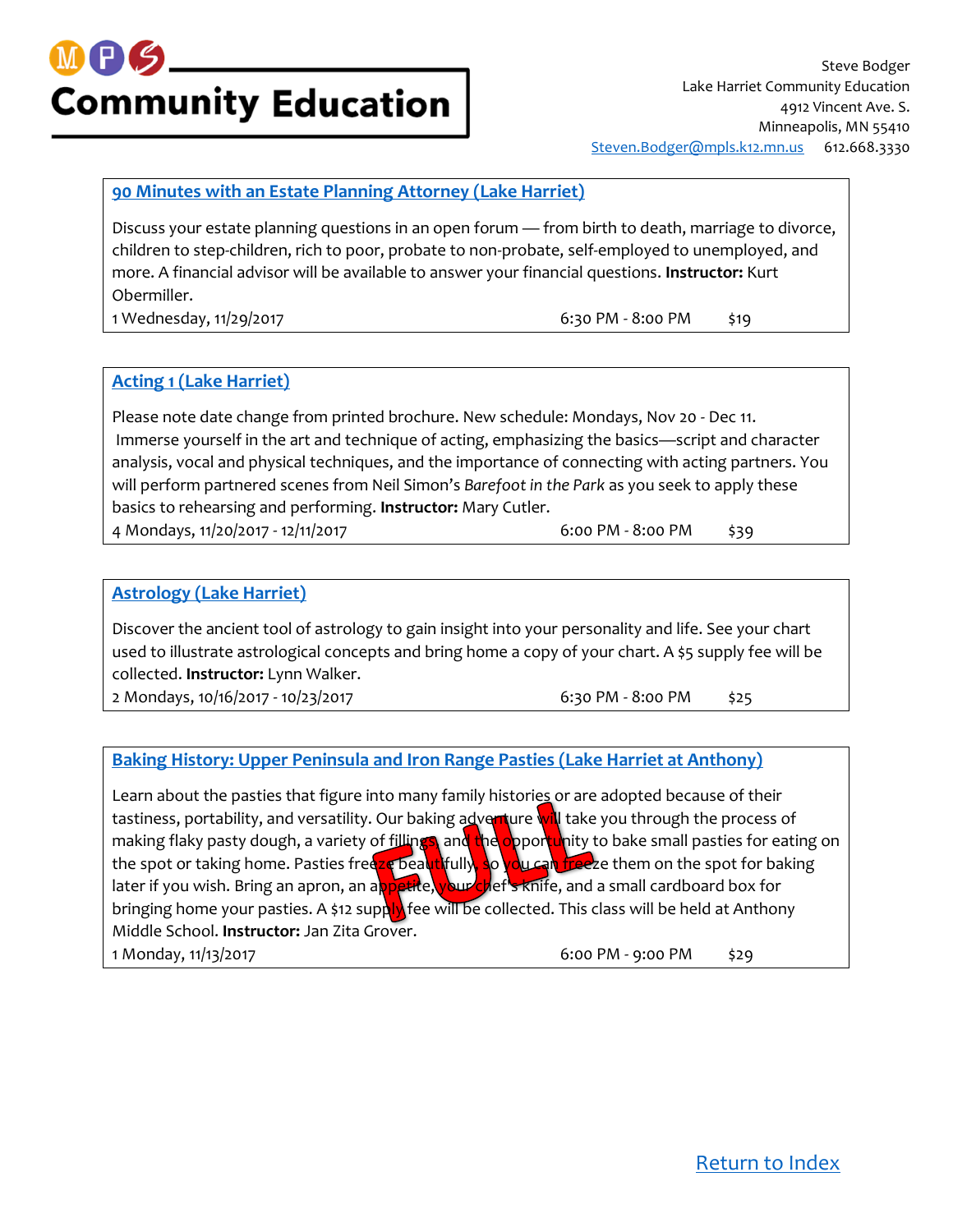**Community Education**

Steve Bodger
Lake Harriet Community Education
4912 Vincent Ave. S.
Minneapolis, MN 55410
Steven.Bodger@mpls.k12.mn.us 612.668.3330

## 90 Minutes with an Estate Planning Attorney (Lake Harriet)

Discuss your estate planning questions in an open forum — from birth to death, marriage to divorce, children to step-children, rich to poor, probate to non-probate, self-employed to unemployed, and more. A financial advisor will be available to answer your financial questions. **Instructor:** Kurt Obermiller.

1 Wednesday, 11/29/2017 | 6:30 PM - 8:00 PM | $19

## Acting 1 (Lake Harriet)

Please note date change from printed brochure. New schedule: Mondays, Nov 20 - Dec 11. Immerse yourself in the art and technique of acting, emphasizing the basics—script and character analysis, vocal and physical techniques, and the importance of connecting with acting partners. You will perform partnered scenes from Neil Simon's *Barefoot in the Park* as you seek to apply these basics to rehearsing and performing. **Instructor:** Mary Cutler.

4 Mondays, 11/20/2017 - 12/11/2017 | 6:00 PM - 8:00 PM | $39

## Astrology (Lake Harriet)

Discover the ancient tool of astrology to gain insight into your personality and life. See your chart used to illustrate astrological concepts and bring home a copy of your chart. A $5 supply fee will be collected. **Instructor:** Lynn Walker.

2 Mondays, 10/16/2017 - 10/23/2017 | 6:30 PM - 8:00 PM | $25

## Baking History: Upper Peninsula and Iron Range Pasties (Lake Harriet at Anthony)

**FULL**

Learn about the pasties that figure into many family histories or are adopted because of their tastiness, portability, and versatility. Our baking adventure will take you through the process of making flaky pasty dough, a variety of fillings, and the opportunity to bake small pasties for eating on the spot or taking home. Pasties freeze beautifully, so you can freeze them on the spot for baking later if you wish. Bring an apron, an appetite, your chef's knife, and a small cardboard box for bringing home your pasties. A $12 supply fee will be collected. This class will be held at Anthony Middle School. **Instructor:** Jan Zita Grover.

1 Monday, 11/13/2017 | 6:00 PM - 9:00 PM | $29

Return to Index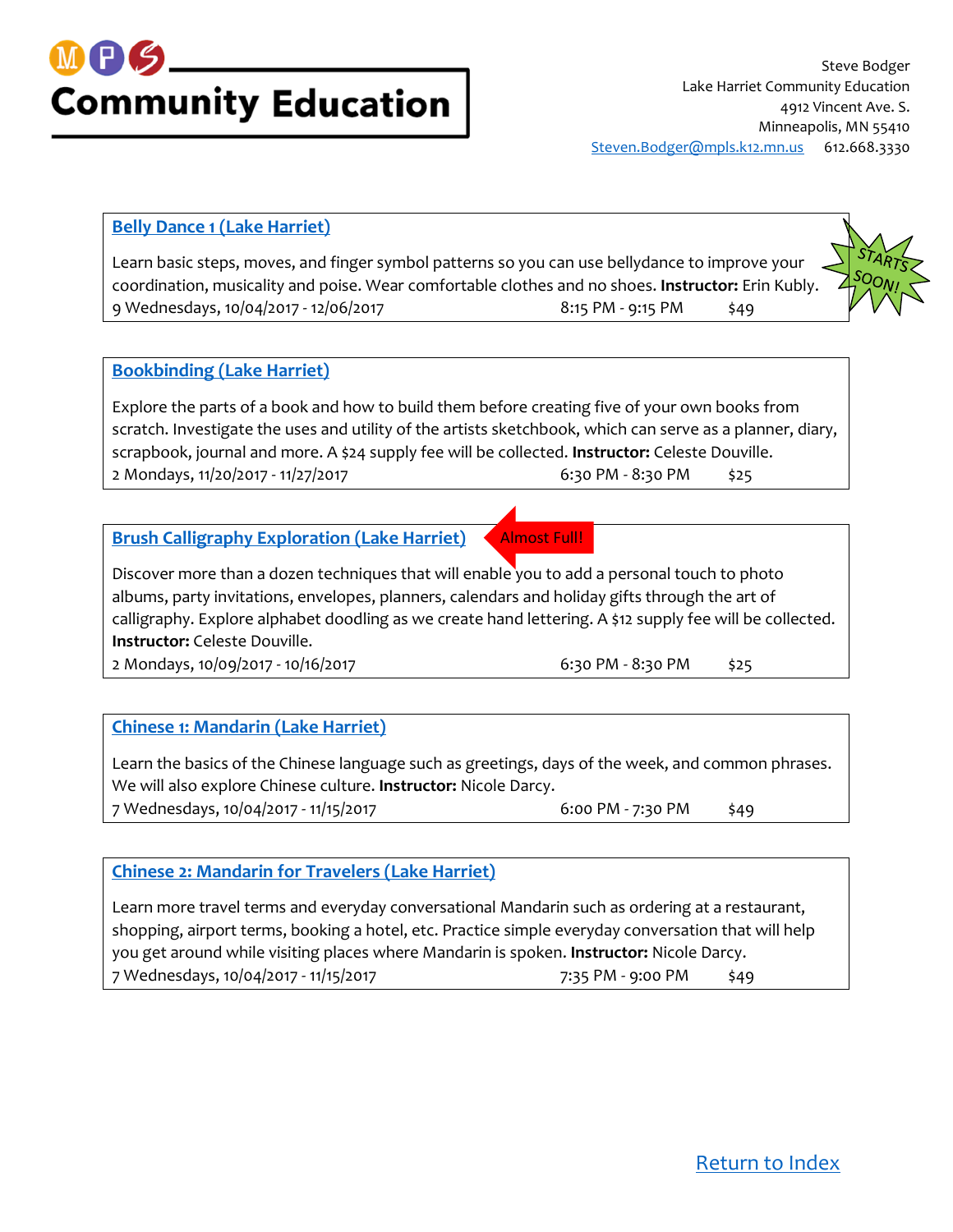# Community Education

Steve Bodger
Lake Harriet Community Education
4912 Vincent Ave. S.
Minneapolis, MN 55410
Steven.Bodger@mpls.k12.mn.us 612.668.3330

## Belly Dance 1 (Lake Harriet)

STARTS SOON!

Learn basic steps, moves, and finger symbol patterns so you can use bellydance to improve your coordination, musicality and poise. Wear comfortable clothes and no shoes. **Instructor:** Erin Kubly.
9 Wednesdays, 10/04/2017 - 12/06/2017 8:15 PM - 9:15 PM $49

## Bookbinding (Lake Harriet)

Explore the parts of a book and how to build them before creating five of your own books from scratch. Investigate the uses and utility of the artists sketchbook, which can serve as a planner, diary, scrapbook, journal and more. A $24 supply fee will be collected. **Instructor:** Celeste Douville.
2 Mondays, 11/20/2017 - 11/27/2017 6:30 PM - 8:30 PM $25

## Brush Calligraphy Exploration (Lake Harriet)

Almost Full!

Discover more than a dozen techniques that will enable you to add a personal touch to photo albums, party invitations, envelopes, planners, calendars and holiday gifts through the art of calligraphy. Explore alphabet doodling as we create hand lettering. A $12 supply fee will be collected. **Instructor:** Celeste Douville.
2 Mondays, 10/09/2017 - 10/16/2017 6:30 PM - 8:30 PM $25

## Chinese 1: Mandarin (Lake Harriet)

Learn the basics of the Chinese language such as greetings, days of the week, and common phrases. We will also explore Chinese culture. **Instructor:** Nicole Darcy.
7 Wednesdays, 10/04/2017 - 11/15/2017 6:00 PM - 7:30 PM $49

## Chinese 2: Mandarin for Travelers (Lake Harriet)

Learn more travel terms and everyday conversational Mandarin such as ordering at a restaurant, shopping, airport terms, booking a hotel, etc. Practice simple everyday conversation that will help you get around while visiting places where Mandarin is spoken. **Instructor:** Nicole Darcy.
7 Wednesdays, 10/04/2017 - 11/15/2017 7:35 PM - 9:00 PM $49

Return to Index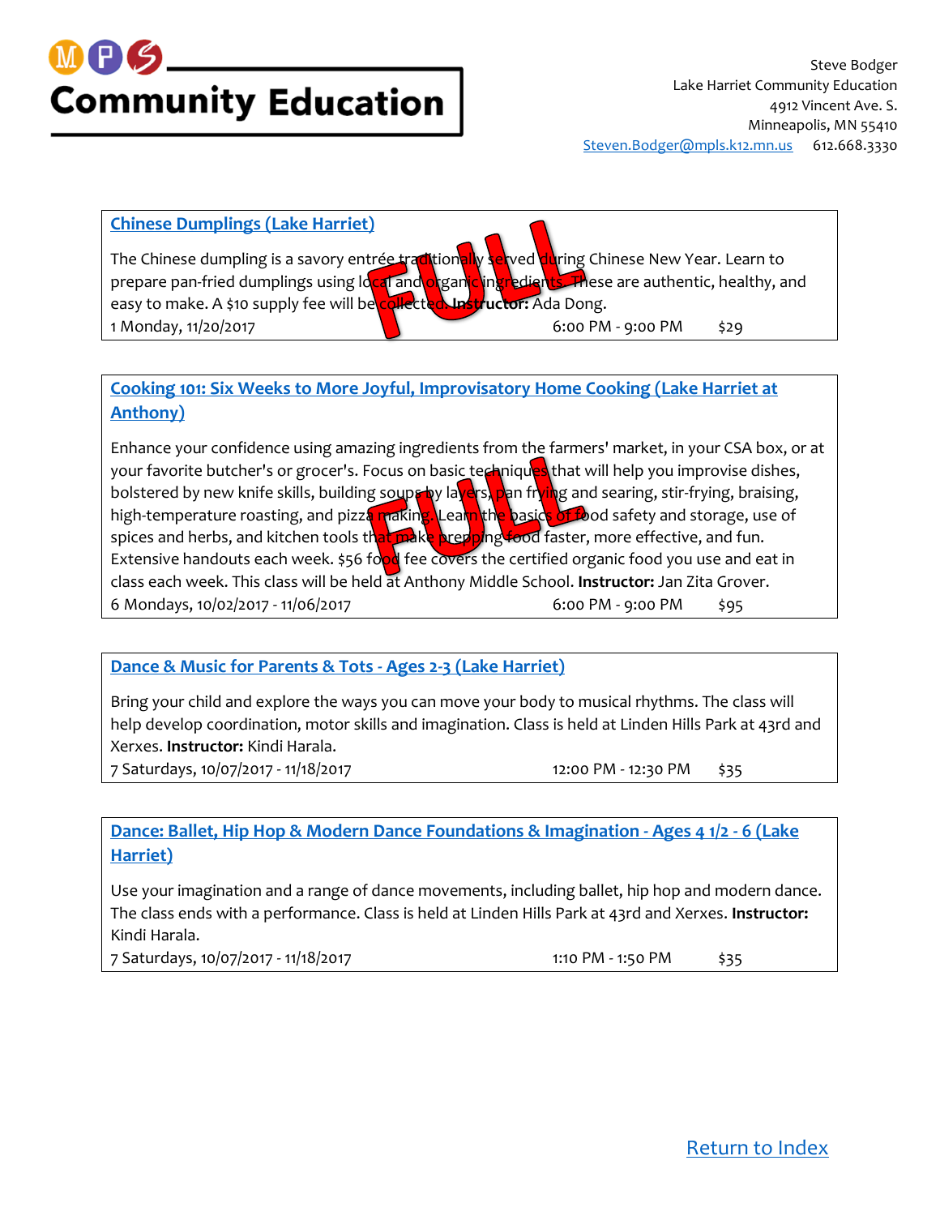# Community Education

Steve Bodger
Lake Harriet Community Education
4912 Vincent Ave. S.
Minneapolis, MN 55410
Steven.Bodger@mpls.k12.mn.us 612.668.3330

### Chinese Dumplings (Lake Harriet)

FULL

The Chinese dumpling is a savory entrée traditionally served during Chinese New Year. Learn to prepare pan-fried dumplings using local and organic ingredients. These are authentic, healthy, and easy to make. A $10 supply fee will be collected. **Instructor:** Ada Dong.

1 Monday, 11/20/2017 6:00 PM - 9:00 PM $29

### Cooking 101: Six Weeks to More Joyful, Improvisatory Home Cooking (Lake Harriet at Anthony)

FULL

Enhance your confidence using amazing ingredients from the farmers' market, in your CSA box, or at your favorite butcher's or grocer's. Focus on basic techniques that will help you improve dishes, bolstered by new knife skills, building soups by layers, pan frying and searing, stir-frying, braising, high-temperature roasting, and pizza making. Learn the basics of food safety and storage, use of spices and herbs, and kitchen tools that make prepping food faster, more effective, and fun. Extensive handouts each week. $56 food fee covers the certified organic food you use and eat in class each week. This class will be held at Anthony Middle School. **Instructor:** Jan Zita Grover.

6 Mondays, 10/02/2017 - 11/06/2017 6:00 PM - 9:00 PM $95

### Dance & Music for Parents & Tots - Ages 2-3 (Lake Harriet)

Bring your child and explore the ways you can move your body to musical rhythms. The class will help develop coordination, motor skills and imagination. Class is held at Linden Hills Park at 43rd and Xerxes. **Instructor:** Kindi Harala.

7 Saturdays, 10/07/2017 - 11/18/2017 12:00 PM - 12:30 PM $35

### Dance: Ballet, Hip Hop & Modern Dance Foundations & Imagination - Ages 4 1/2 - 6 (Lake Harriet)

Use your imagination and a range of dance movements, including ballet, hip hop and modern dance. The class ends with a performance. Class is held at Linden Hills Park at 43rd and Xerxes. **Instructor:** Kindi Harala.

7 Saturdays, 10/07/2017 - 11/18/2017 1:10 PM - 1:50 PM $35

Return to Index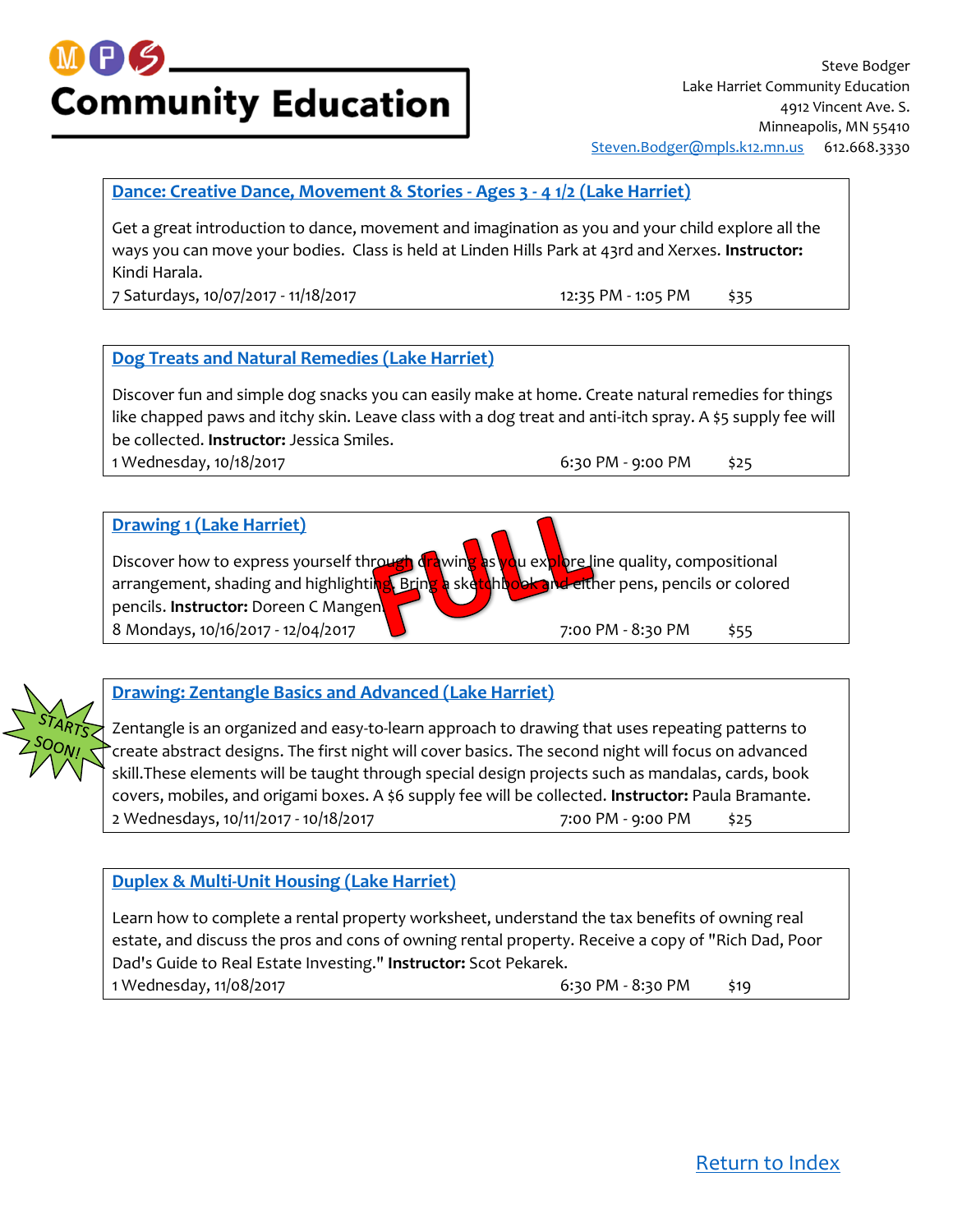# MPS Community Education

Steve Bodger
Lake Harriet Community Education
4912 Vincent Ave. S.
Minneapolis, MN 55410
Steven.Bodger@mpls.k12.mn.us 612.668.3330

## Dance: Creative Dance, Movement & Stories - Ages 3 - 4 1/2 (Lake Harriet)

Get a great introduction to dance, movement and imagination as you and your child explore all the ways you can move your bodies. Class is held at Linden Hills Park at 43rd and Xerxes. **Instructor:** Kindi Harala.

7 Saturdays, 10/07/2017 - 11/18/2017 | 12:35 PM - 1:05 PM | $35

## Dog Treats and Natural Remedies (Lake Harriet)

Discover fun and simple dog snacks you can easily make at home. Create natural remedies for things like chapped paws and itchy skin. Leave class with a dog treat and anti-itch spray. A $5 supply fee will be collected. **Instructor:** Jessica Smiles.

1 Wednesday, 10/18/2017 | 6:30 PM - 9:00 PM | $25

## Drawing 1 (Lake Harriet)

**FULL**

Discover how to express yourself through drawing as you explore line quality, compositional arrangement, shading and highlighting. Bring a sketchbook and either pens, pencils or colored pencils. **Instructor:** Doreen C Mangen.

8 Mondays, 10/16/2017 - 12/04/2017 | 7:00 PM - 8:30 PM | $55

## Drawing: Zentangle Basics and Advanced (Lake Harriet)

**STARTS SOON!**

Zentangle is an organized and easy-to-learn approach to drawing that uses repeating patterns to create abstract designs. The first night will cover basics. The second night will focus on advanced skill.These elements will be taught through special design projects such as mandalas, cards, book covers, mobiles, and origami boxes. A $6 supply fee will be collected. **Instructor:** Paula Bramante.

2 Wednesdays, 10/11/2017 - 10/18/2017 | 7:00 PM - 9:00 PM | $25

## Duplex & Multi-Unit Housing (Lake Harriet)

Learn how to complete a rental property worksheet, understand the tax benefits of owning real estate, and discuss the pros and cons of owning rental property. Receive a copy of "Rich Dad, Poor Dad's Guide to Real Estate Investing." **Instructor:** Scot Pekarek.

1 Wednesday, 11/08/2017 | 6:30 PM - 8:30 PM | $19

Return to Index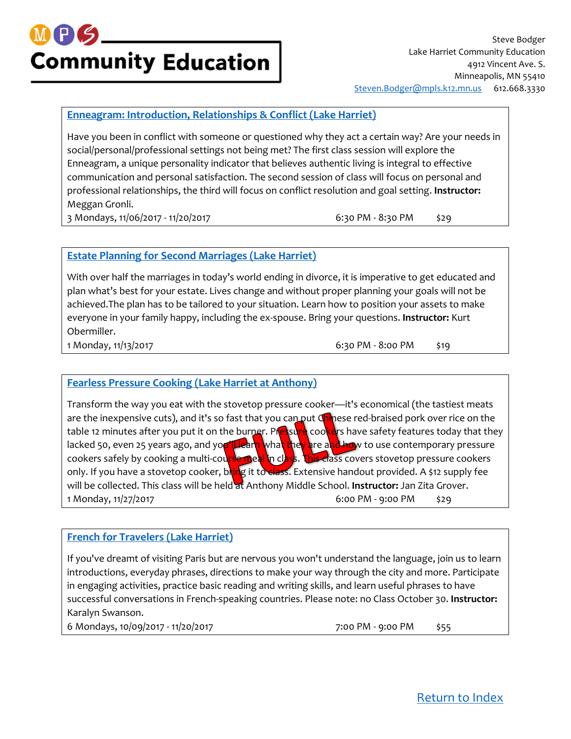# Community Education

Steve Bodger
Lake Harriet Community Education
4912 Vincent Ave. S.
Minneapolis, MN 55410
Steven.Bodger@mpls.k12.mn.us 612.668.3330

## Enneagram: Introduction, Relationships & Conflict (Lake Harriet)

Have you been in conflict with someone or questioned why they act a certain way? Are your needs in social/personal/professional settings not being met? The first class session will explore the Enneagram, a unique personality indicator that believes authentic living is integral to effective communication and personal satisfaction. The second session of class will focus on personal and professional relationships, the third will focus on conflict resolution and goal setting. **Instructor:** Meggan Gronli.

3 Mondays, 11/06/2017 - 11/20/2017 | 6:30 PM - 8:30 PM | $29

## Estate Planning for Second Marriages (Lake Harriet)

With over half the marriages in today's world ending in divorce, it is imperative to get educated and plan what's best for your estate. Lives change and without proper planning your goals will not be achieved.The plan has to be tailored to your situation. Learn how to position your assets to make everyone in your family happy, including the ex-spouse. Bring your questions. **Instructor:** Kurt Obermiller.

1 Monday, 11/13/2017 | 6:30 PM - 8:00 PM | $19

## Fearless Pressure Cooking (Lake Harriet at Anthony)

**FULL**

Transform the way you eat with the stovetop pressure cooker—it's economical (the tastiest meats are the inexpensive cuts), and it's so fast that you can put Chinese red-braised pork over rice on the table 12 minutes after you put it on the burner. Pressure cookers have safety features today that they lacked 50, even 25 years ago, and you'll learn what they are and how to use contemporary pressure cookers safely by cooking a multi-course meal in class. This class covers stovetop pressure cookers only. If you have a stovetop cooker, bring it to class. Extensive handout provided. A $12 supply fee will be collected. This class will be held at Anthony Middle School. **Instructor:** Jan Zita Grover.

1 Monday, 11/27/2017 | 6:00 PM - 9:00 PM | $29

## French for Travelers (Lake Harriet)

If you've dreamt of visiting Paris but are nervous you won't understand the language, join us to learn introductions, everyday phrases, directions to make your way through the city and more. Participate in engaging activities, practice basic reading and writing skills, and learn useful phrases to have successful conversations in French-speaking countries. Please note: no Class October 30. **Instructor:** Karalyn Swanson.

6 Mondays, 10/09/2017 - 11/20/2017 | 7:00 PM - 9:00 PM | $55

Return to Index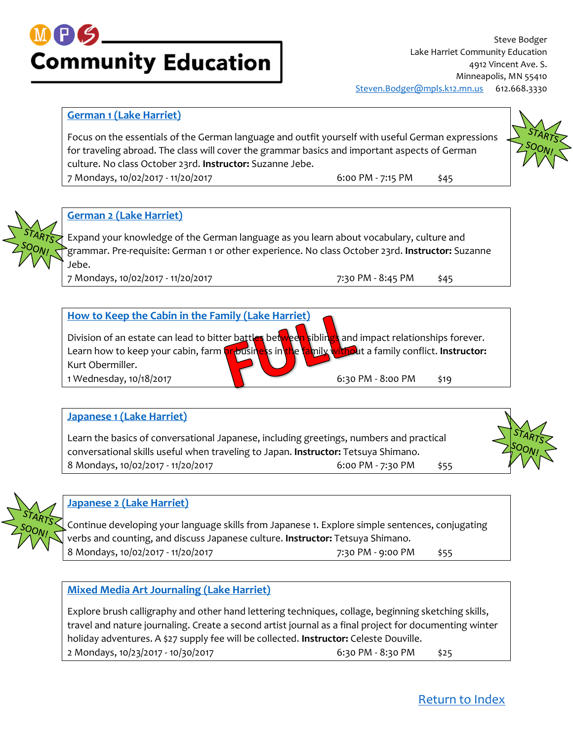# MPS Community Education

Steve Bodger
Lake Harriet Community Education
4912 Vincent Ave. S.
Minneapolis, MN 55410
Steven.Bodger@mpls.k12.mn.us 612.668.3330

## German 1 (Lake Harriet)

STARTS SOON!

Focus on the essentials of the German language and outfit yourself with useful German expressions for traveling abroad. The class will cover the grammar basics and important aspects of German culture. No class October 23rd. **Instructor:** Suzanne Jebe.

7 Mondays, 10/02/2017 - 11/20/2017 6:00 PM - 7:15 PM $45

## German 2 (Lake Harriet)

STARTS SOON!

Expand your knowledge of the German language as you learn about vocabulary, culture and grammar. Pre-requisite: German 1 or other experience. No class October 23rd. **Instructor:** Suzanne Jebe.

7 Mondays, 10/02/2017 - 11/20/2017 7:30 PM - 8:45 PM $45

## How to Keep the Cabin in the Family (Lake Harriet)

FULL

Division of an estate can lead to bitter battles between siblings and impact relationships forever. Learn how to keep your cabin, farm or business in the family without a family conflict. **Instructor:** Kurt Obermiller.

1 Wednesday, 10/18/2017 6:30 PM - 8:00 PM $19

## Japanese 1 (Lake Harriet)

STARTS SOON!

Learn the basics of conversational Japanese, including greetings, numbers and practical conversational skills useful when traveling to Japan. **Instructor:** Tetsuya Shimano.

8 Mondays, 10/02/2017 - 11/20/2017 6:00 PM - 7:30 PM $55

## Japanese 2 (Lake Harriet)

STARTS SOON!

Continue developing your language skills from Japanese 1. Explore simple sentences, conjugating verbs and counting, and discuss Japanese culture. **Instructor:** Tetsuya Shimano.

8 Mondays, 10/02/2017 - 11/20/2017 7:30 PM - 9:00 PM $55

## Mixed Media Art Journaling (Lake Harriet)

Explore brush calligraphy and other hand lettering techniques, collage, beginning sketching skills, travel and nature journaling. Create a second artist journal as a final project for documenting winter holiday adventures. A $27 supply fee will be collected. **Instructor:** Celeste Douville.

2 Mondays, 10/23/2017 - 10/30/2017 6:30 PM - 8:30 PM $25

Return to Index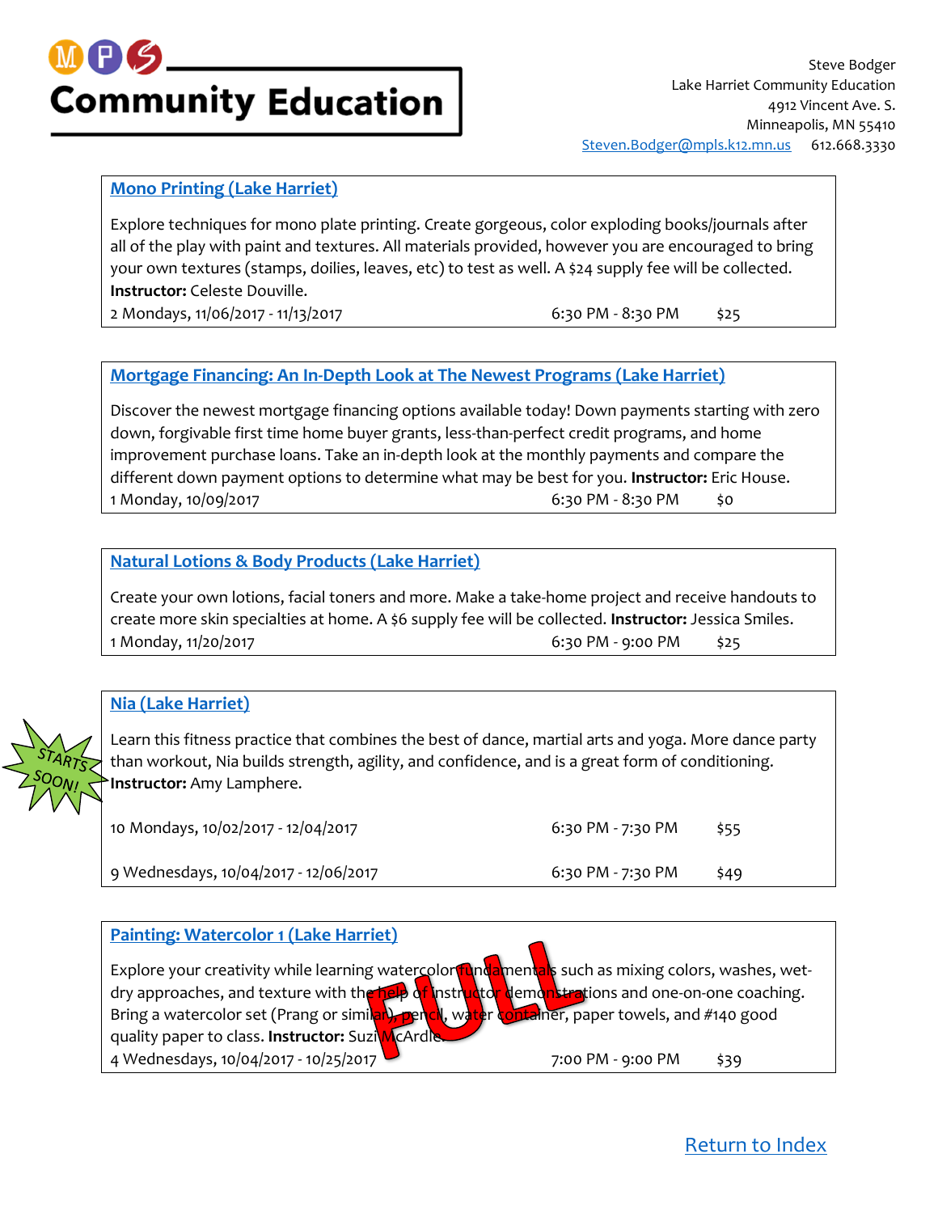# Community Education

Steve Bodger
Lake Harriet Community Education
4912 Vincent Ave. S.
Minneapolis, MN 55410
Steven.Bodger@mpls.k12.mn.us 612.668.3330

## Mono Printing (Lake Harriet)

Explore techniques for mono plate printing. Create gorgeous, color exploding books/journals after all of the play with paint and textures. All materials provided, however you are encouraged to bring your own textures (stamps, doilies, leaves, etc) to test as well. A $24 supply fee will be collected. **Instructor:** Celeste Douville.

2 Mondays, 11/06/2017 - 11/13/2017 — 6:30 PM - 8:30 PM — $25

## Mortgage Financing: An In-Depth Look at The Newest Programs (Lake Harriet)

Discover the newest mortgage financing options available today! Down payments starting with zero down, forgivable first time home buyer grants, less-than-perfect credit programs, and home improvement purchase loans. Take an in-depth look at the monthly payments and compare the different down payment options to determine what may be best for you. **Instructor:** Eric House.

1 Monday, 10/09/2017 — 6:30 PM - 8:30 PM — $0

## Natural Lotions & Body Products (Lake Harriet)

Create your own lotions, facial toners and more. Make a take-home project and receive handouts to create more skin specialties at home. A $6 supply fee will be collected. **Instructor:** Jessica Smiles.

1 Monday, 11/20/2017 — 6:30 PM - 9:00 PM — $25

## Nia (Lake Harriet)

STARTS SOON!

Learn this fitness practice that combines the best of dance, martial arts and yoga. More dance party than workout, Nia builds strength, agility, and confidence, and is a great form of conditioning. **Instructor:** Amy Lamphere.

10 Mondays, 10/02/2017 - 12/04/2017 — 6:30 PM - 7:30 PM — $55

9 Wednesdays, 10/04/2017 - 12/06/2017 — 6:30 PM - 7:30 PM — $49

## Painting: Watercolor 1 (Lake Harriet)

FULL

Explore your creativity while learning watercolor fundamentals such as mixing colors, washes, wet-dry approaches, and texture with the help of instructor demonstrations and one-on-one coaching. Bring a watercolor set (Prang or similar), pencil, water container, paper towels, and #140 good quality paper to class. **Instructor:** Suzi McArdle.

4 Wednesdays, 10/04/2017 - 10/25/2017 — 7:00 PM - 9:00 PM — $39

Return to Index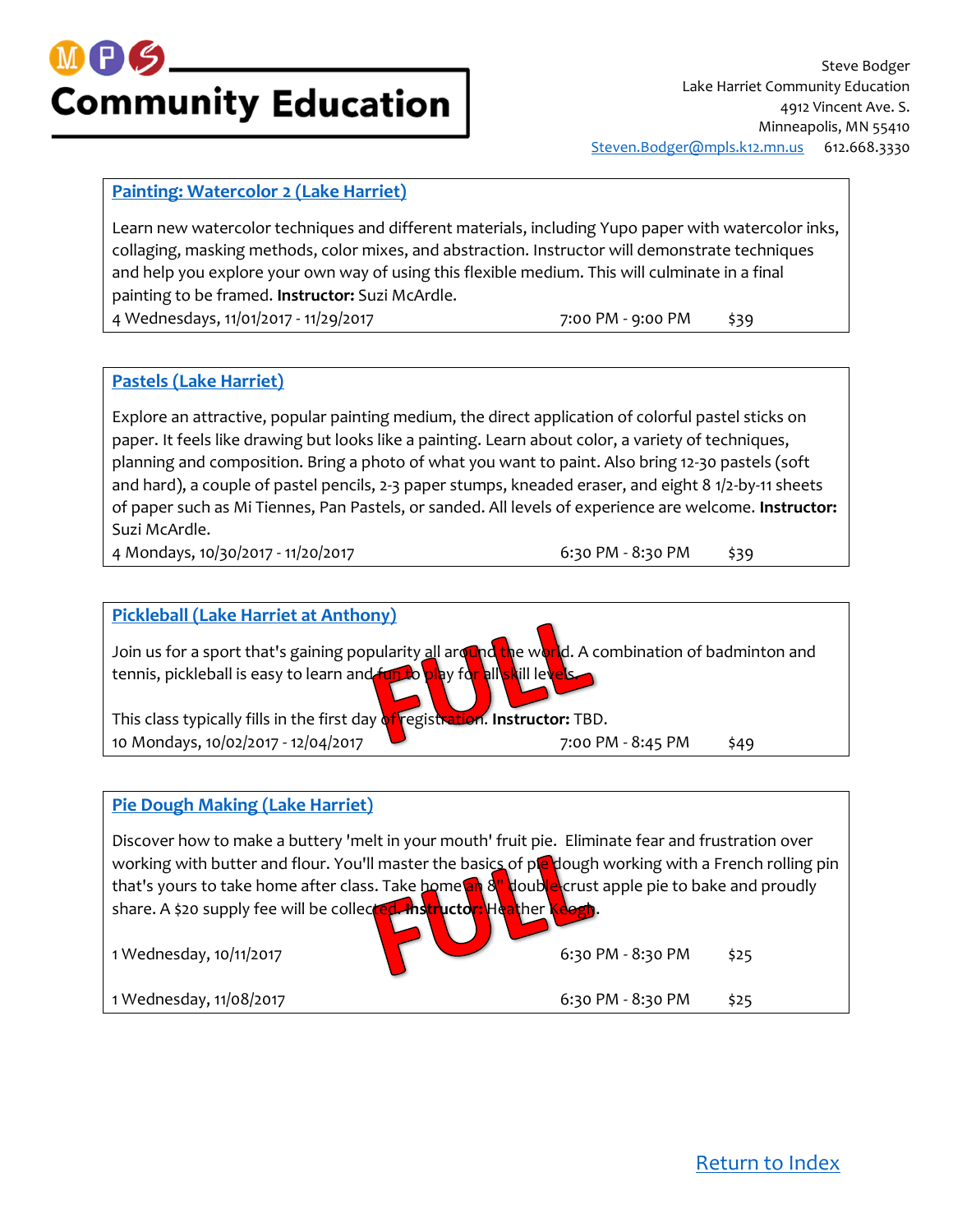**MPS Community Education**

Steve Bodger
Lake Harriet Community Education
4912 Vincent Ave. S.
Minneapolis, MN 55410
Steven.Bodger@mpls.k12.mn.us 612.668.3330

### Painting: Watercolor 2 (Lake Harriet)

Learn new watercolor techniques and different materials, including Yupo paper with watercolor inks, collaging, masking methods, color mixes, and abstraction. Instructor will demonstrate techniques and help you explore your own way of using this flexible medium. This will culminate in a final painting to be framed. **Instructor:** Suzi McArdle.

4 Wednesdays, 11/01/2017 - 11/29/2017 | 7:00 PM - 9:00 PM | $39

### Pastels (Lake Harriet)

Explore an attractive, popular painting medium, the direct application of colorful pastel sticks on paper. It feels like drawing but looks like a painting. Learn about color, a variety of techniques, planning and composition. Bring a photo of what you want to paint. Also bring 12-30 pastels (soft and hard), a couple of pastel pencils, 2-3 paper stumps, kneaded eraser, and eight 8 1/2-by-11 sheets of paper such as Mi Tiennes, Pan Pastels, or sanded. All levels of experience are welcome. **Instructor:** Suzi McArdle.

4 Mondays, 10/30/2017 - 11/20/2017 | 6:30 PM - 8:30 PM | $39

### Pickleball (Lake Harriet at Anthony)

**FULL**

Join us for a sport that's gaining popularity all around the world. A combination of badminton and tennis, pickleball is easy to learn and fun to play for all skill levels.

This class typically fills in the first day of registration. **Instructor:** TBD.

10 Mondays, 10/02/2017 - 12/04/2017 | 7:00 PM - 8:45 PM | $49

### Pie Dough Making (Lake Harriet)

Discover how to make a buttery 'melt in your mouth' fruit pie. Eliminate fear and frustration over working with butter and flour. You'll master the basics of pie dough working with a French rolling pin that's yours to take home after class. Take home an 8" double-crust apple pie to bake and proudly share. A $20 supply fee will be collected. **Instructor:** Heather Keogh.

1 Wednesday, 10/11/2017 | 6:30 PM - 8:30 PM | $25 — **FULL**

1 Wednesday, 11/08/2017 | 6:30 PM - 8:30 PM | $25

Return to Index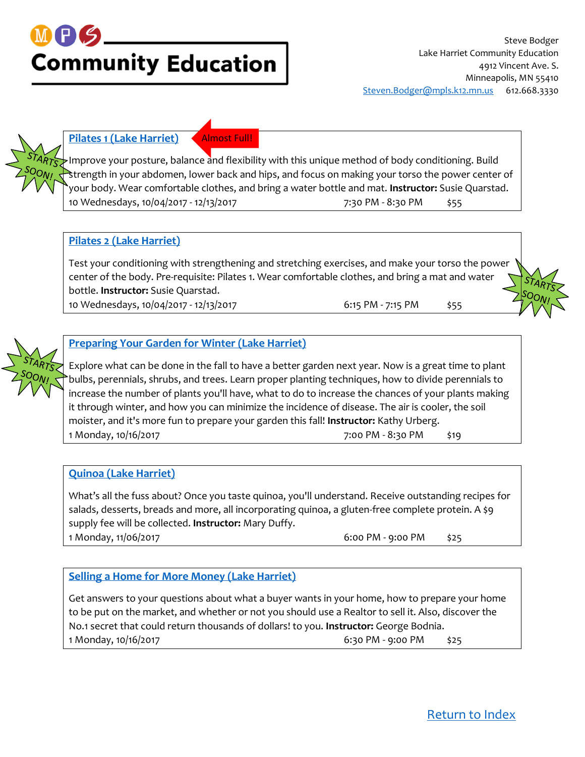# Community Education

Steve Bodger
Lake Harriet Community Education
4912 Vincent Ave. S.
Minneapolis, MN 55410
Steven.Bodger@mpls.k12.mn.us 612.668.3330

STARTS SOON!

## Pilates 1 (Lake Harriet)

Almost Full!

Improve your posture, balance and flexibility with this unique method of body conditioning. Build strength in your abdomen, lower back and hips, and focus on making your torso the power center of your body. Wear comfortable clothes, and bring a water bottle and mat. **Instructor:** Susie Quarstad.

10 Wednesdays, 10/04/2017 - 12/13/2017 7:30 PM - 8:30 PM $55

## Pilates 2 (Lake Harriet)

STARTS SOON!

Test your conditioning with strengthening and stretching exercises, and make your torso the power center of the body. Pre-requisite: Pilates 1. Wear comfortable clothes, and bring a mat and water bottle. **Instructor:** Susie Quarstad.

10 Wednesdays, 10/04/2017 - 12/13/2017 6:15 PM - 7:15 PM $55

STARTS SOON!

## Preparing Your Garden for Winter (Lake Harriet)

Explore what can be done in the fall to have a better garden next year. Now is a great time to plant bulbs, perennials, shrubs, and trees. Learn proper planting techniques, how to divide perennials to increase the number of plants you'll have, what to do to increase the chances of your plants making it through winter, and how you can minimize the incidence of disease. The air is cooler, the soil moister, and it's more fun to prepare your garden this fall! **Instructor:** Kathy Urberg.

1 Monday, 10/16/2017 7:00 PM - 8:30 PM $19

## Quinoa (Lake Harriet)

What's all the fuss about? Once you taste quinoa, you'll understand. Receive outstanding recipes for salads, desserts, breads and more, all incorporating quinoa, a gluten-free complete protein. A $9 supply fee will be collected. **Instructor:** Mary Duffy.

1 Monday, 11/06/2017 6:00 PM - 9:00 PM $25

## Selling a Home for More Money (Lake Harriet)

Get answers to your questions about what a buyer wants in your home, how to prepare your home to be put on the market, and whether or not you should use a Realtor to sell it. Also, discover the No.1 secret that could return thousands of dollars! to you. **Instructor:** George Bodnia.

1 Monday, 10/16/2017 6:30 PM - 9:00 PM $25

Return to Index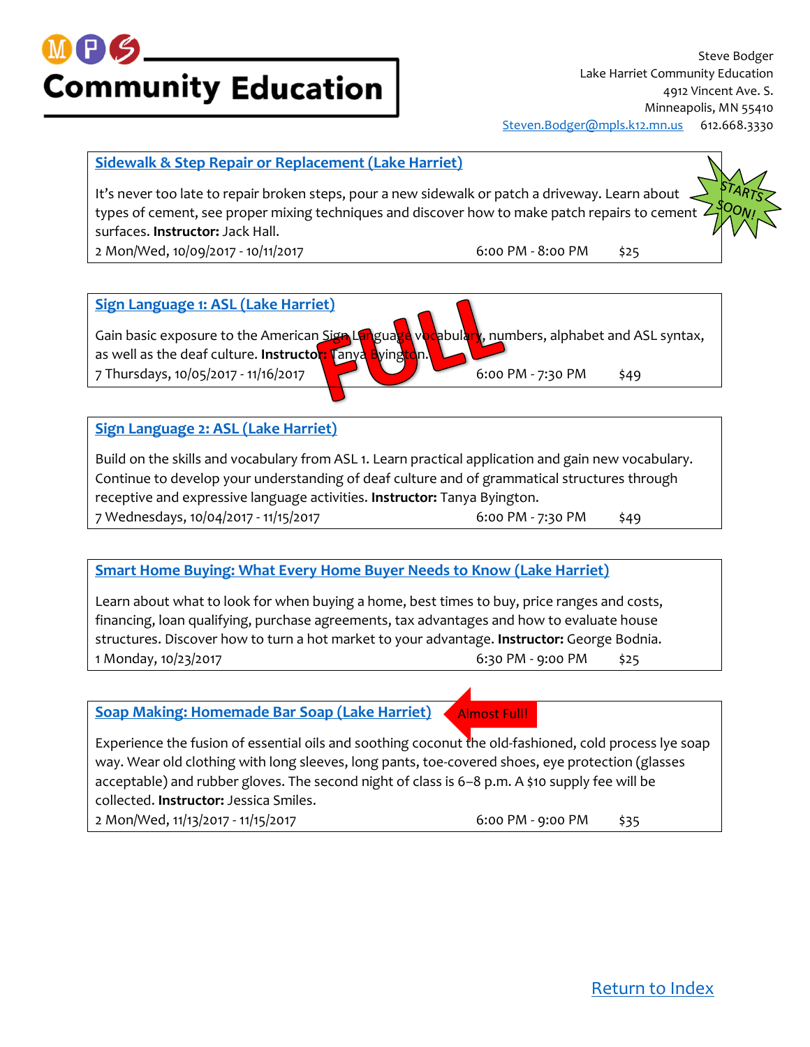# Community Education

Steve Bodger
Lake Harriet Community Education
4912 Vincent Ave. S.
Minneapolis, MN 55410
Steven.Bodger@mpls.k12.mn.us 612.668.3330

## Sidewalk & Step Repair or Replacement (Lake Harriet)

STARTS SOON!

It's never too late to repair broken steps, pour a new sidewalk or patch a driveway. Learn about types of cement, see proper mixing techniques and discover how to make patch repairs to cement surfaces. **Instructor:** Jack Hall.

2 Mon/Wed, 10/09/2017 - 10/11/2017 6:00 PM - 8:00 PM $25

## Sign Language 1: ASL (Lake Harriet)

FULL

Gain basic exposure to the American Sign Language vocabulary, numbers, alphabet and ASL syntax, as well as the deaf culture. **Instructor:** Tanya Byington.

7 Thursdays, 10/05/2017 - 11/16/2017 6:00 PM - 7:30 PM $49

## Sign Language 2: ASL (Lake Harriet)

Build on the skills and vocabulary from ASL 1. Learn practical application and gain new vocabulary. Continue to develop your understanding of deaf culture and of grammatical structures through receptive and expressive language activities. **Instructor:** Tanya Byington.

7 Wednesdays, 10/04/2017 - 11/15/2017 6:00 PM - 7:30 PM $49

## Smart Home Buying: What Every Home Buyer Needs to Know (Lake Harriet)

Learn about what to look for when buying a home, best times to buy, price ranges and costs, financing, loan qualifying, purchase agreements, tax advantages and how to evaluate house structures. Discover how to turn a hot market to your advantage. **Instructor:** George Bodnia.

1 Monday, 10/23/2017 6:30 PM - 9:00 PM $25

## Soap Making: Homemade Bar Soap (Lake Harriet)

Almost Full!

Experience the fusion of essential oils and soothing coconut the old-fashioned, cold process lye soap way. Wear old clothing with long sleeves, long pants, toe-covered shoes, eye protection (glasses acceptable) and rubber gloves. The second night of class is 6–8 p.m. A $10 supply fee will be collected. **Instructor:** Jessica Smiles.

2 Mon/Wed, 11/13/2017 - 11/15/2017 6:00 PM - 9:00 PM $35

Return to Index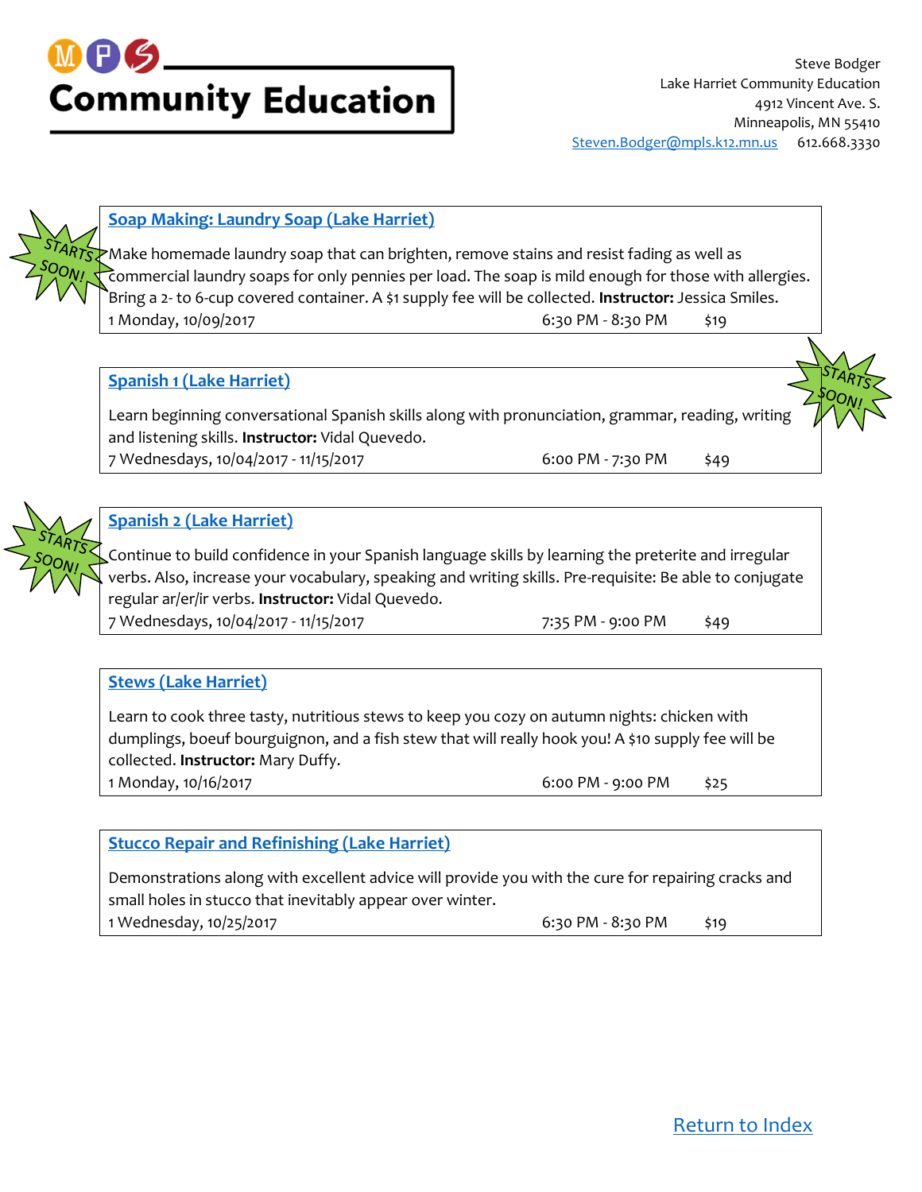**MPS Community Education**

Steve Bodger
Lake Harriet Community Education
4912 Vincent Ave. S.
Minneapolis, MN 55410
Steven.Bodger@mpls.k12.mn.us 612.668.3330

STARTS SOON!

### Soap Making: Laundry Soap (Lake Harriet)

Make homemade laundry soap that can brighten, remove stains and resist fading as well as commercial laundry soaps for only pennies per load. The soap is mild enough for those with allergies. Bring a 2- to 6-cup covered container. A $1 supply fee will be collected. **Instructor:** Jessica Smiles.

1 Monday, 10/09/2017 6:30 PM - 8:30 PM $19

STARTS SOON!

### Spanish 1 (Lake Harriet)

Learn beginning conversational Spanish skills along with pronunciation, grammar, reading, writing and listening skills. **Instructor:** Vidal Quevedo.

7 Wednesdays, 10/04/2017 - 11/15/2017 6:00 PM - 7:30 PM $49

STARTS SOON!

### Spanish 2 (Lake Harriet)

Continue to build confidence in your Spanish language skills by learning the preterite and irregular verbs. Also, increase your vocabulary, speaking and writing skills. Pre-requisite: Be able to conjugate regular ar/er/ir verbs. **Instructor:** Vidal Quevedo.

7 Wednesdays, 10/04/2017 - 11/15/2017 7:35 PM - 9:00 PM $49

### Stews (Lake Harriet)

Learn to cook three tasty, nutritious stews to keep you cozy on autumn nights: chicken with dumplings, boeuf bourguignon, and a fish stew that will really hook you! A $10 supply fee will be collected. **Instructor:** Mary Duffy.

1 Monday, 10/16/2017 6:00 PM - 9:00 PM $25

### Stucco Repair and Refinishing (Lake Harriet)

Demonstrations along with excellent advice will provide you with the cure for repairing cracks and small holes in stucco that inevitably appear over winter.

1 Wednesday, 10/25/2017 6:30 PM - 8:30 PM $19

Return to Index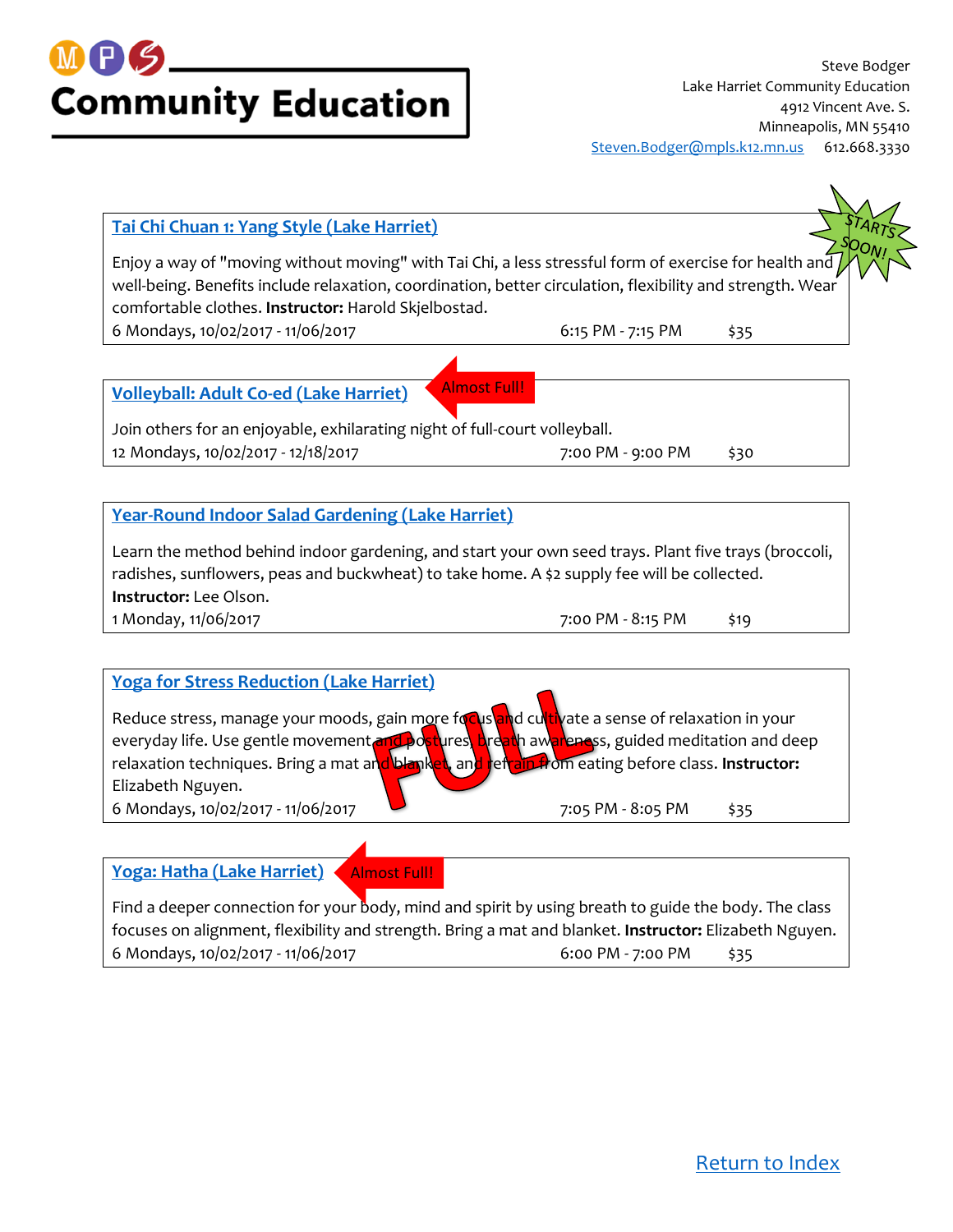# Community Education

Steve Bodger
Lake Harriet Community Education
4912 Vincent Ave. S.
Minneapolis, MN 55410
Steven.Bodger@mpls.k12.mn.us 612.668.3330

---

### Tai Chi Chuan 1: Yang Style (Lake Harriet)

STARTS SOON!

Enjoy a way of "moving without moving" with Tai Chi, a less stressful form of exercise for health and well-being. Benefits include relaxation, coordination, better circulation, flexibility and strength. Wear comfortable clothes. **Instructor:** Harold Skjelbostad.

6 Mondays, 10/02/2017 - 11/06/2017 6:15 PM - 7:15 PM $35

---

### Volleyball: Adult Co-ed (Lake Harriet)

Almost Full!

Join others for an enjoyable, exhilarating night of full-court volleyball.

12 Mondays, 10/02/2017 - 12/18/2017 7:00 PM - 9:00 PM $30

---

### Year-Round Indoor Salad Gardening (Lake Harriet)

Learn the method behind indoor gardening, and start your own seed trays. Plant five trays (broccoli, radishes, sunflowers, peas and buckwheat) to take home. A $2 supply fee will be collected. **Instructor:** Lee Olson.

1 Monday, 11/06/2017 7:00 PM - 8:15 PM $19

---

### Yoga for Stress Reduction (Lake Harriet)

FULL

Reduce stress, manage your moods, gain more focus and cultivate a sense of relaxation in your everyday life. Use gentle movement and postures, breath awareness, guided meditation and deep relaxation techniques. Bring a mat and blanket, and refrain from eating before class. **Instructor:** Elizabeth Nguyen.

6 Mondays, 10/02/2017 - 11/06/2017 7:05 PM - 8:05 PM $35

---

### Yoga: Hatha (Lake Harriet)

Almost Full!

Find a deeper connection for your body, mind and spirit by using breath to guide the body. The class focuses on alignment, flexibility and strength. Bring a mat and blanket. **Instructor:** Elizabeth Nguyen.

6 Mondays, 10/02/2017 - 11/06/2017 6:00 PM - 7:00 PM $35

---

Return to Index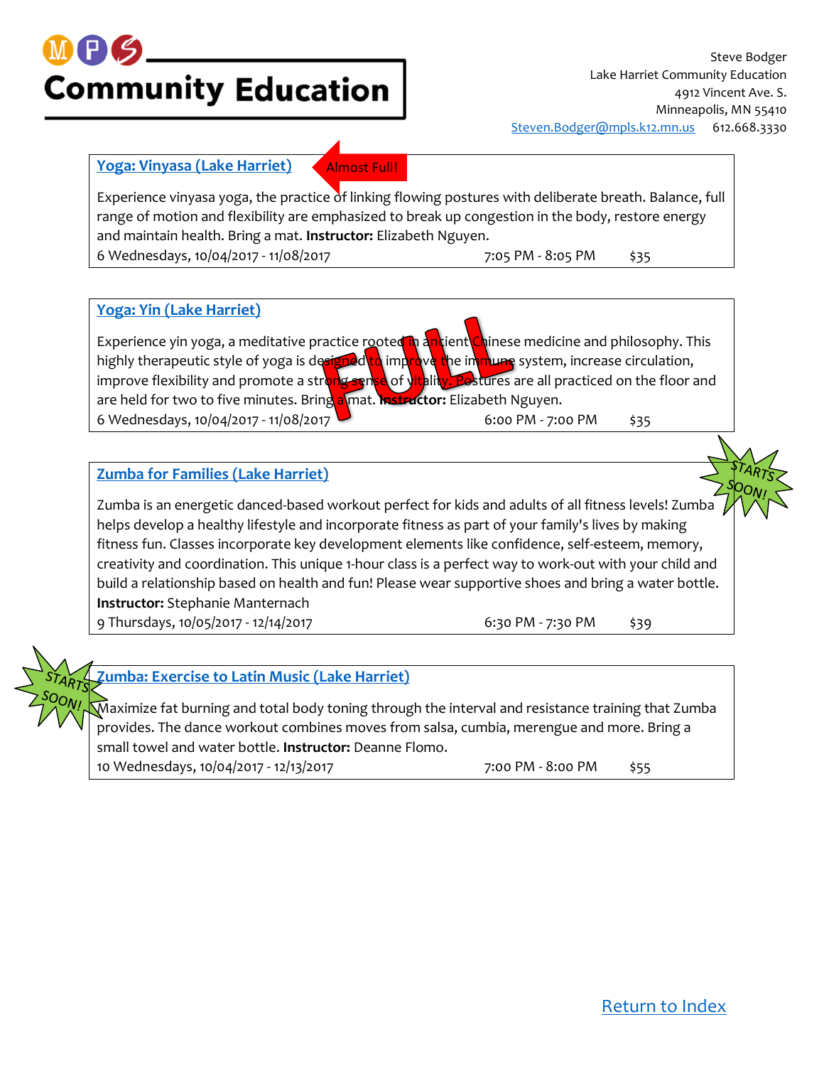# Community Education

Steve Bodger
Lake Harriet Community Education
4912 Vincent Ave. S.
Minneapolis, MN 55410
Steven.Bodger@mpls.k12.mn.us 612.668.3330

## Yoga: Vinyasa (Lake Harriet)

Almost Full!

Experience vinyasa yoga, the practice of linking flowing postures with deliberate breath. Balance, full range of motion and flexibility are emphasized to break up congestion in the body, restore energy and maintain health. Bring a mat. **Instructor:** Elizabeth Nguyen.

6 Wednesdays, 10/04/2017 - 11/08/2017 7:05 PM - 8:05 PM $35

## Yoga: Yin (Lake Harriet)

FULL

Experience yin yoga, a meditative practice rooted in ancient Chinese medicine and philosophy. This highly therapeutic style of yoga is designed to improve the immune system, increase circulation, improve flexibility and promote a strong sense of vitality. Postures are all practiced on the floor and are held for two to five minutes. Bring a mat. **Instructor:** Elizabeth Nguyen.

6 Wednesdays, 10/04/2017 - 11/08/2017 6:00 PM - 7:00 PM $35

## Zumba for Families (Lake Harriet)

STARTS SOON!

Zumba is an energetic danced-based workout perfect for kids and adults of all fitness levels! Zumba helps develop a healthy lifestyle and incorporate fitness as part of your family's lives by making fitness fun. Classes incorporate key development elements like confidence, self-esteem, memory, creativity and coordination. This unique 1-hour class is a perfect way to work-out with your child and build a relationship based on health and fun! Please wear supportive shoes and bring a water bottle. **Instructor:** Stephanie Manternach

9 Thursdays, 10/05/2017 - 12/14/2017 6:30 PM - 7:30 PM $39

## Zumba: Exercise to Latin Music (Lake Harriet)

STARTS SOON!

Maximize fat burning and total body toning through the interval and resistance training that Zumba provides. The dance workout combines moves from salsa, cumbia, merengue and more. Bring a small towel and water bottle. **Instructor:** Deanne Flomo.

10 Wednesdays, 10/04/2017 - 12/13/2017 7:00 PM - 8:00 PM $55

Return to Index